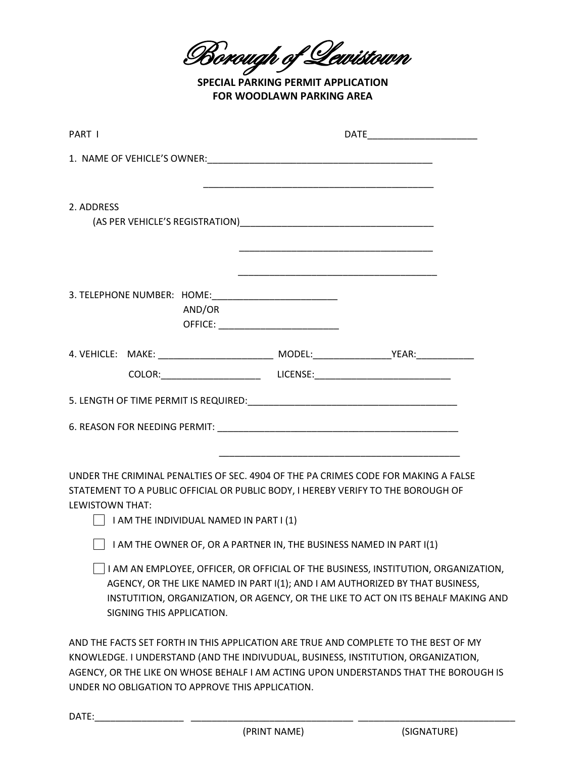# Borough of Lewistown

**SPECIAL PARKING PERMIT APPLICATION**
**FOR WOODLAWN PARKING AREA**

PART I                                                                 DATE_____________________

1. NAME OF VEHICLE'S OWNER:___________________________________________

_____________________________________________

2. ADDRESS
   (AS PER VEHICLE'S REGISTRATION)_____________________________________

_____________________________________

_____________________________________

3. TELEPHONE NUMBER: HOME:________________________
   AND/OR
   OFFICE: _______________________

4. VEHICLE: MAKE: ______________________ MODEL:_______________YEAR:___________
   COLOR:___________________ LICENSE:__________________________

5. LENGTH OF TIME PERMIT IS REQUIRED:________________________________________

6. REASON FOR NEEDING PERMIT: _______________________________________________

_______________________________________________

UNDER THE CRIMINAL PENALTIES OF SEC. 4904 OF THE PA CRIMES CODE FOR MAKING A FALSE STATEMENT TO A PUBLIC OFFICIAL OR PUBLIC BODY, I HEREBY VERIFY TO THE BOROUGH OF LEWISTOWN THAT:

- ☐ I AM THE INDIVIDUAL NAMED IN PART I (1)
- ☐ I AM THE OWNER OF, OR A PARTNER IN, THE BUSINESS NAMED IN PART I(1)
- ☐ I AM AN EMPLOYEE, OFFICER, OR OFFICIAL OF THE BUSINESS, INSTITUTION, ORGANIZATION, AGENCY, OR THE LIKE NAMED IN PART I(1); AND I AM AUTHORIZED BY THAT BUSINESS, INSTUTITION, ORGANIZATION, OR AGENCY, OR THE LIKE TO ACT ON ITS BEHALF MAKING AND SIGNING THIS APPLICATION.

AND THE FACTS SET FORTH IN THIS APPLICATION ARE TRUE AND COMPLETE TO THE BEST OF MY KNOWLEDGE. I UNDERSTAND (AND THE INDIVUDUAL, BUSINESS, INSTITUTION, ORGANIZATION, AGENCY, OR THE LIKE ON WHOSE BEHALF I AM ACTING UPON UNDERSTANDS THAT THE BOROUGH IS UNDER NO OBLIGATION TO APPROVE THIS APPLICATION.

DATE:_________________ _______________________________ ______________________________
(PRINT NAME)                    (SIGNATURE)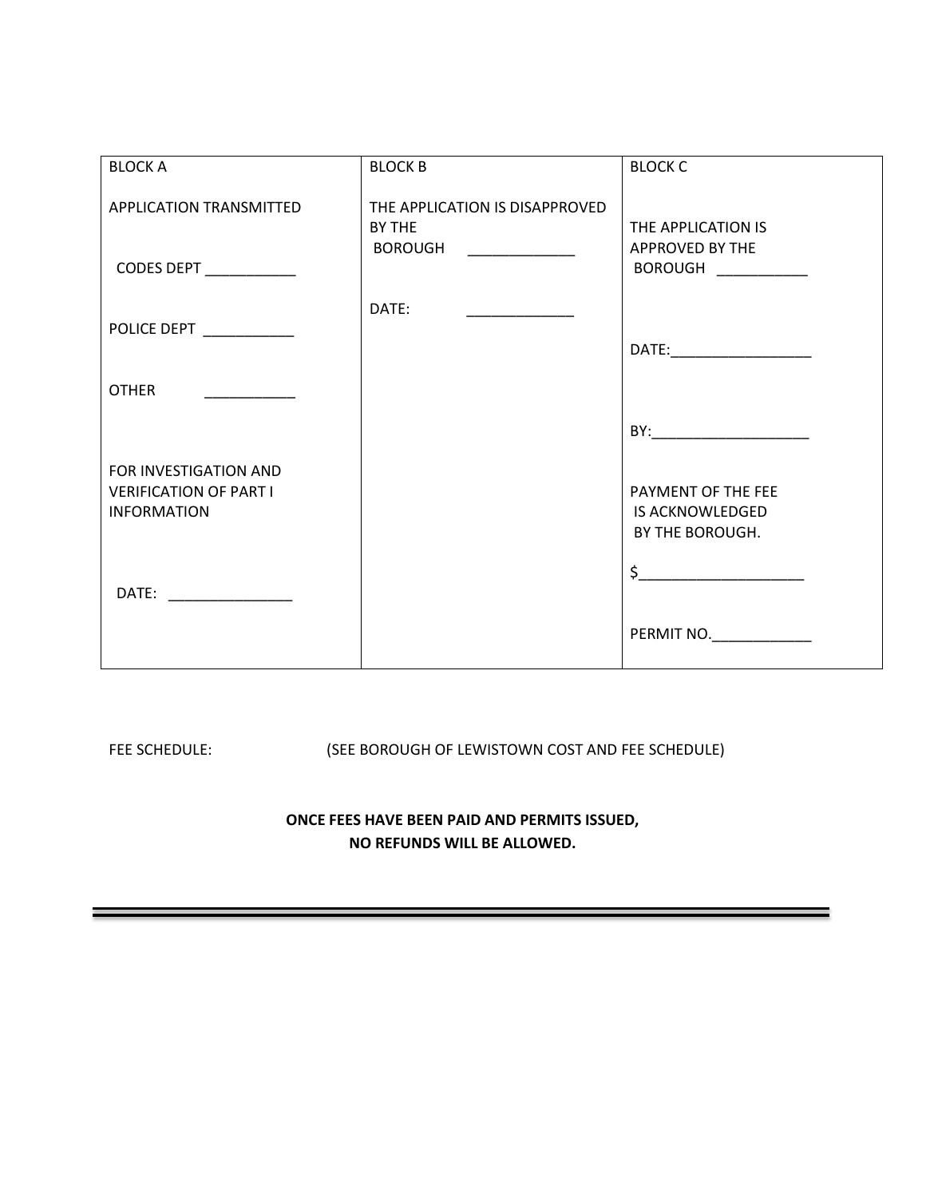| BLOCK A | BLOCK B | BLOCK C |
|---|---|---|
| APPLICATION TRANSMITTED<br><br>CODES DEPT ___________<br><br>POLICE DEPT ___________<br><br>OTHER ___________<br><br>FOR INVESTIGATION AND VERIFICATION OF PART I INFORMATION<br><br>DATE: _______________ | THE APPLICATION IS DISAPPROVED BY THE BOROUGH _____________<br><br>DATE: _____________ | THE APPLICATION IS APPROVED BY THE BOROUGH ___________<br><br>DATE:_________________<br><br>BY:___________________<br><br>PAYMENT OF THE FEE IS ACKNOWLEDGED BY THE BOROUGH.<br><br>$____________________<br><br>PERMIT NO.____________ |

FEE SCHEDULE: (SEE BOROUGH OF LEWISTOWN COST AND FEE SCHEDULE)

**ONCE FEES HAVE BEEN PAID AND PERMITS ISSUED,
NO REFUNDS WILL BE ALLOWED.**